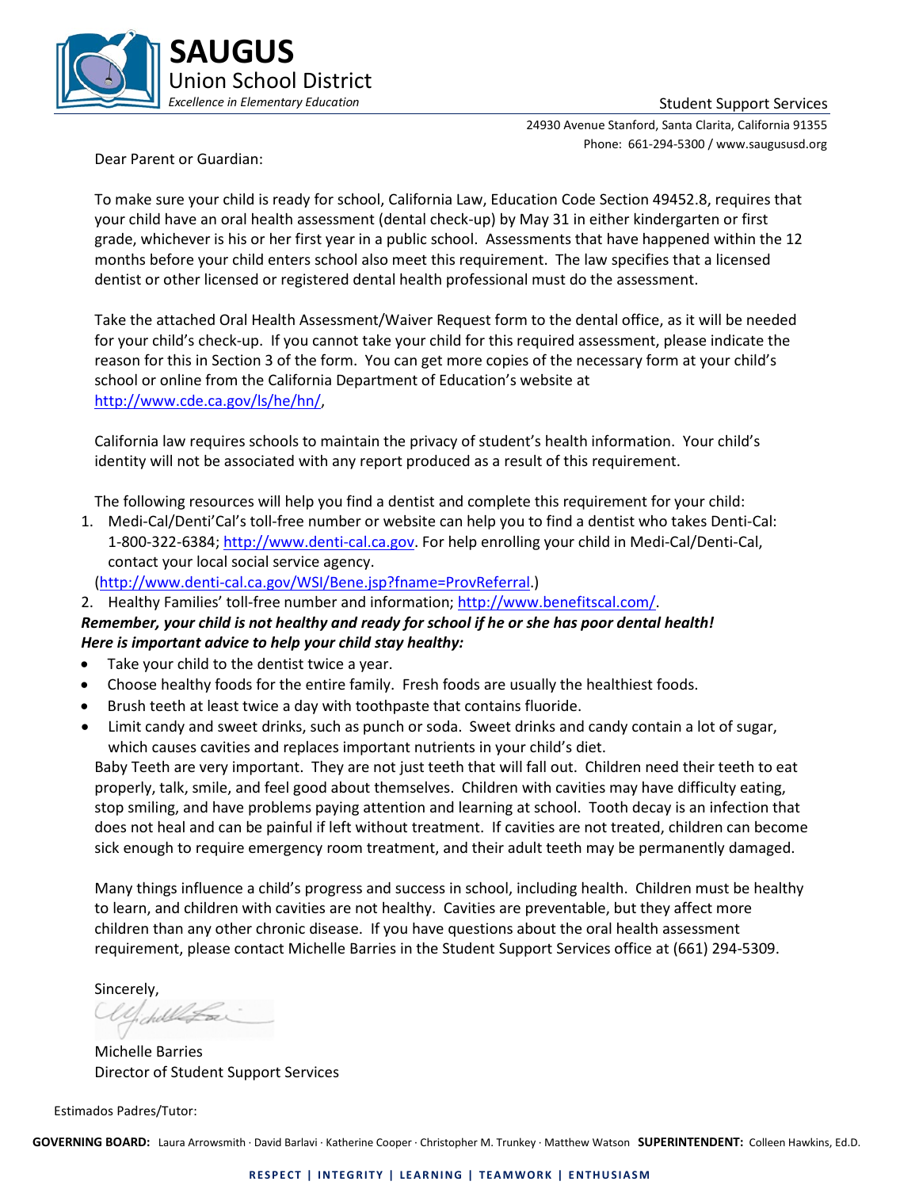# SAUGUS
## Union School District
*Excellence in Elementary Education*

Student Support Services

24930 Avenue Stanford, Santa Clarita, California 91355
Phone: 661-294-5300 / www.saugususd.org

Dear Parent or Guardian:

To make sure your child is ready for school, California Law, Education Code Section 49452.8, requires that your child have an oral health assessment (dental check-up) by May 31 in either kindergarten or first grade, whichever is his or her first year in a public school. Assessments that have happened within the 12 months before your child enters school also meet this requirement. The law specifies that a licensed dentist or other licensed or registered dental health professional must do the assessment.

Take the attached Oral Health Assessment/Waiver Request form to the dental office, as it will be needed for your child's check-up. If you cannot take your child for this required assessment, please indicate the reason for this in Section 3 of the form. You can get more copies of the necessary form at your child's school or online from the California Department of Education's website at http://www.cde.ca.gov/ls/he/hn/,

California law requires schools to maintain the privacy of student's health information. Your child's identity will not be associated with any report produced as a result of this requirement.

The following resources will help you find a dentist and complete this requirement for your child:

1. Medi-Cal/Denti'Cal's toll-free number or website can help you to find a dentist who takes Denti-Cal: 1-800-322-6384; http://www.denti-cal.ca.gov. For help enrolling your child in Medi-Cal/Denti-Cal, contact your local social service agency.
(http://www.denti-cal.ca.gov/WSI/Bene.jsp?fname=ProvReferral.)
2. Healthy Families' toll-free number and information; http://www.benefitscal.com/.

***Remember, your child is not healthy and ready for school if he or she has poor dental health!***
***Here is important advice to help your child stay healthy:***

- Take your child to the dentist twice a year.
- Choose healthy foods for the entire family. Fresh foods are usually the healthiest foods.
- Brush teeth at least twice a day with toothpaste that contains fluoride.
- Limit candy and sweet drinks, such as punch or soda. Sweet drinks and candy contain a lot of sugar, which causes cavities and replaces important nutrients in your child's diet.

Baby Teeth are very important. They are not just teeth that will fall out. Children need their teeth to eat properly, talk, smile, and feel good about themselves. Children with cavities may have difficulty eating, stop smiling, and have problems paying attention and learning at school. Tooth decay is an infection that does not heal and can be painful if left without treatment. If cavities are not treated, children can become sick enough to require emergency room treatment, and their adult teeth may be permanently damaged.

Many things influence a child's progress and success in school, including health. Children must be healthy to learn, and children with cavities are not healthy. Cavities are preventable, but they affect more children than any other chronic disease. If you have questions about the oral health assessment requirement, please contact Michelle Barries in the Student Support Services office at (661) 294-5309.

Sincerely,

Michelle Barries
Director of Student Support Services

Estimados Padres/Tutor:

**GOVERNING BOARD:** Laura Arrowsmith · David Barlavi · Katherine Cooper · Christopher M. Trunkey · Matthew Watson **SUPERINTENDENT:** Colleen Hawkins, Ed.D.

**RESPECT | INTEGRITY | LEARNING | TEAMWORK | ENTHUSIASM**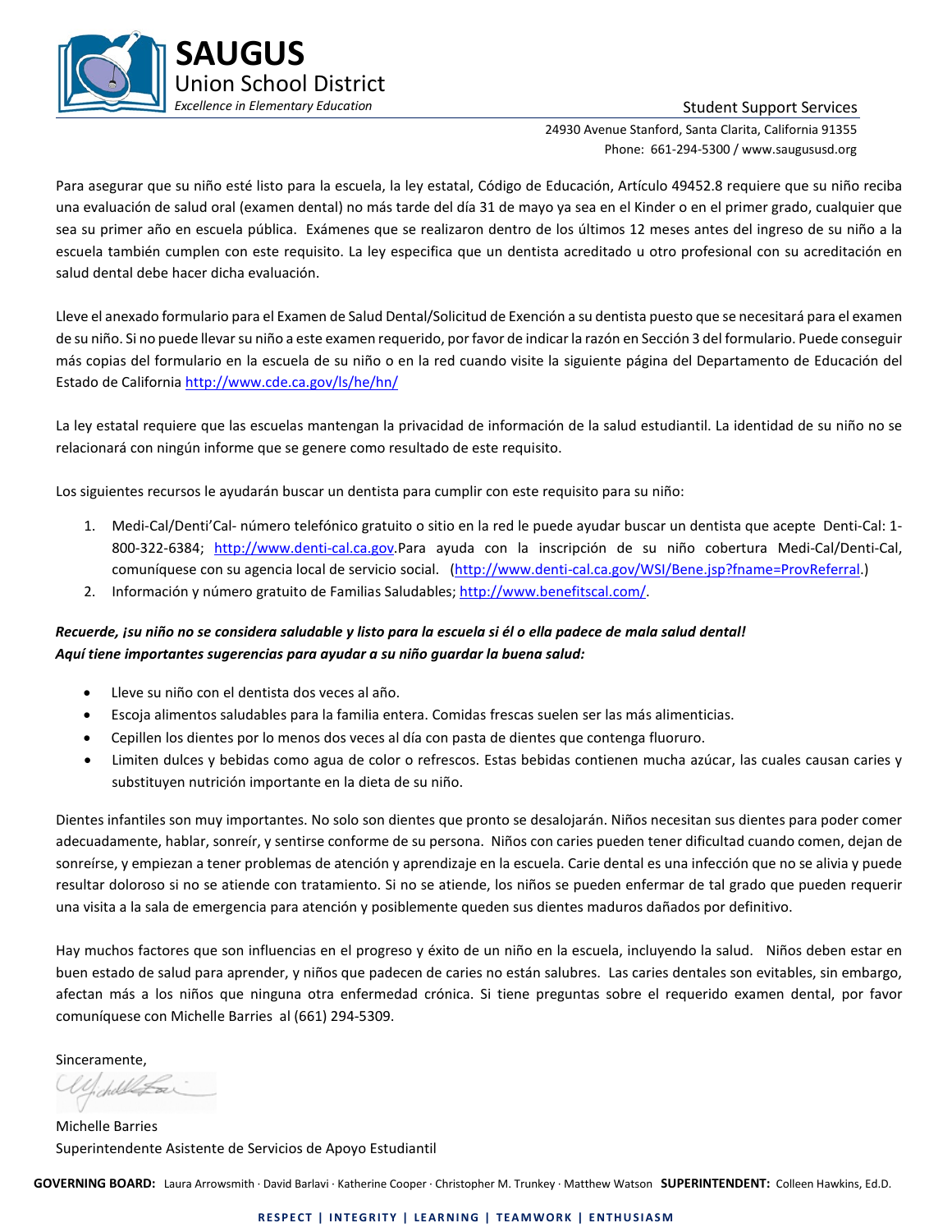# SAUGUS
Union School District
*Excellence in Elementary Education*

Student Support Services

24930 Avenue Stanford, Santa Clarita, California 91355
Phone: 661-294-5300 / www.saugususd.org

Para asegurar que su niño esté listo para la escuela, la ley estatal, Código de Educación, Artículo 49452.8 requiere que su niño reciba una evaluación de salud oral (examen dental) no más tarde del día 31 de mayo ya sea en el Kinder o en el primer grado, cualquier que sea su primer año en escuela pública. Exámenes que se realizaron dentro de los últimos 12 meses antes del ingreso de su niño a la escuela también cumplen con este requisito. La ley especifica que un dentista acreditado u otro profesional con su acreditación en salud dental debe hacer dicha evaluación.

Lleve el anexado formulario para el Examen de Salud Dental/Solicitud de Exención a su dentista puesto que se necesitará para el examen de su niño. Si no puede llevar su niño a este examen requerido, por favor de indicar la razón en Sección 3 del formulario. Puede conseguir más copias del formulario en la escuela de su niño o en la red cuando visite la siguiente página del Departamento de Educación del Estado de California http://www.cde.ca.gov/ls/he/hn/

La ley estatal requiere que las escuelas mantengan la privacidad de información de la salud estudiantil. La identidad de su niño no se relacionará con ningún informe que se genere como resultado de este requisito.

Los siguientes recursos le ayudarán buscar un dentista para cumplir con este requisito para su niño:

1. Medi-Cal/Denti'Cal- número telefónico gratuito o sitio en la red le puede ayudar buscar un dentista que acepte Denti-Cal: 1-800-322-6384; http://www.denti-cal.ca.gov.Para ayuda con la inscripción de su niño cobertura Medi-Cal/Denti-Cal, comuníquese con su agencia local de servicio social. (http://www.denti-cal.ca.gov/WSI/Bene.jsp?fname=ProvReferral.)
2. Información y número gratuito de Familias Saludables; http://www.benefitscal.com/.

***Recuerde, ¡su niño no se considera saludable y listo para la escuela si él o ella padece de mala salud dental!***
***Aquí tiene importantes sugerencias para ayudar a su niño guardar la buena salud:***

- Lleve su niño con el dentista dos veces al año.
- Escoja alimentos saludables para la familia entera. Comidas frescas suelen ser las más alimenticias.
- Cepillen los dientes por lo menos dos veces al día con pasta de dientes que contenga fluoruro.
- Limiten dulces y bebidas como agua de color o refrescos. Estas bebidas contienen mucha azúcar, las cuales causan caries y substituyen nutrición importante en la dieta de su niño.

Dientes infantiles son muy importantes. No solo son dientes que pronto se desalojarán. Niños necesitan sus dientes para poder comer adecuadamente, hablar, sonreír, y sentirse conforme de su persona. Niños con caries pueden tener dificultad cuando comen, dejan de sonreírse, y empiezan a tener problemas de atención y aprendizaje en la escuela. Carie dental es una infección que no se alivia y puede resultar doloroso si no se atiende con tratamiento. Si no se atiende, los niños se pueden enfermar de tal grado que pueden requerir una visita a la sala de emergencia para atención y posiblemente queden sus dientes maduros dañados por definitivo.

Hay muchos factores que son influencias en el progreso y éxito de un niño en la escuela, incluyendo la salud. Niños deben estar en buen estado de salud para aprender, y niños que padecen de caries no están salubres. Las caries dentales son evitables, sin embargo, afectan más a los niños que ninguna otra enfermedad crónica. Si tiene preguntas sobre el requerido examen dental, por favor comuníquese con Michelle Barries al (661) 294-5309.

Sinceramente,

Michelle Barries
Superintendente Asistente de Servicios de Apoyo Estudiantil

**GOVERNING BOARD:** Laura Arrowsmith · David Barlavi · Katherine Cooper · Christopher M. Trunkey · Matthew Watson **SUPERINTENDENT:** Colleen Hawkins, Ed.D.

**RESPECT | INTEGRITY | LEARNING | TEAMWORK | ENTHUSIASM**